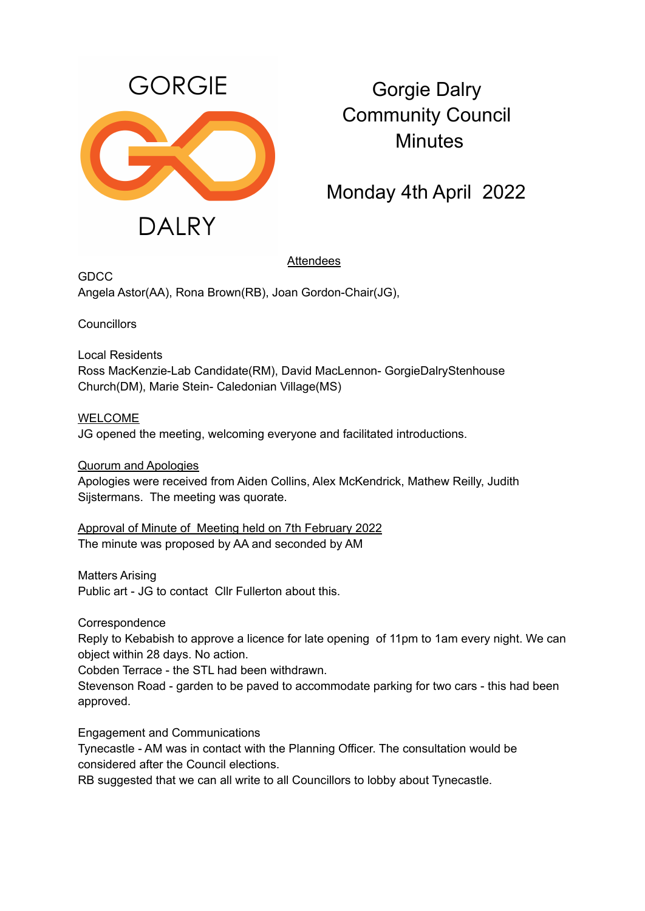GORGIE

DALRY

# Gorgie Dalry Community Council Minutes

## Monday 4th April 2022

Attendees

GDCC
Angela Astor(AA), Rona Brown(RB), Joan Gordon-Chair(JG),

Councillors

Local Residents
Ross MacKenzie-Lab Candidate(RM), David MacLennon- GorgieDalryStenhouse Church(DM), Marie Stein- Caledonian Village(MS)

WELCOME
JG opened the meeting, welcoming everyone and facilitated introductions.

Quorum and Apologies
Apologies were received from Aiden Collins, Alex McKendrick, Mathew Reilly, Judith Sijstermans. The meeting was quorate.

Approval of Minute of Meeting held on 7th February 2022
The minute was proposed by AA and seconded by AM

Matters Arising
Public art - JG to contact Cllr Fullerton about this.

Correspondence
Reply to Kebabish to approve a licence for late opening of 11pm to 1am every night. We can object within 28 days. No action.
Cobden Terrace - the STL had been withdrawn.
Stevenson Road - garden to be paved to accommodate parking for two cars - this had been approved.

Engagement and Communications
Tynecastle - AM was in contact with the Planning Officer. The consultation would be considered after the Council elections.
RB suggested that we can all write to all Councillors to lobby about Tynecastle.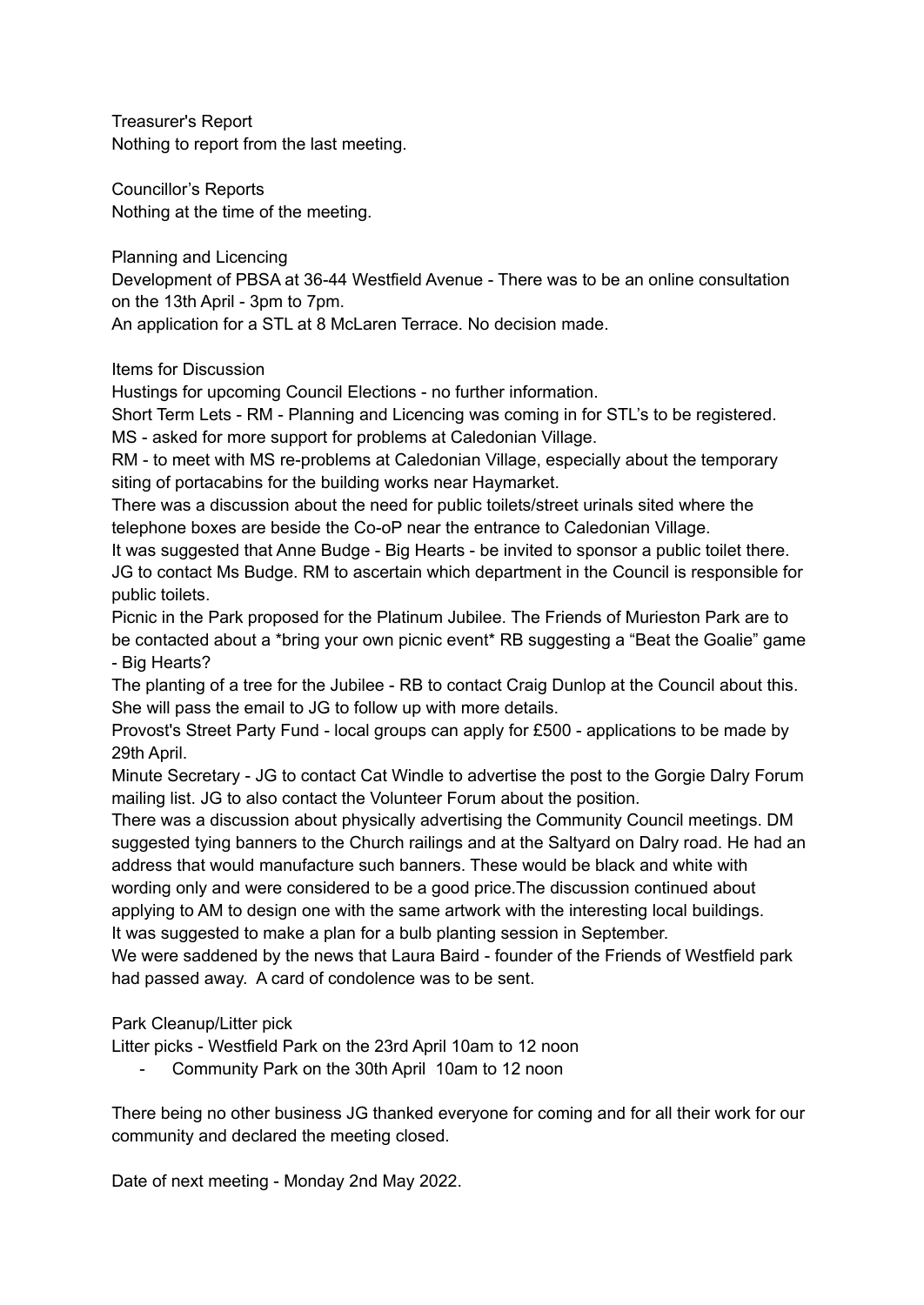Treasurer's Report
Nothing to report from the last meeting.

Councillor's Reports
Nothing at the time of the meeting.

Planning and Licencing
Development of PBSA at 36-44 Westfield Avenue - There was to be an online consultation on the 13th April - 3pm to 7pm.
An application for a STL at 8 McLaren Terrace. No decision made.

Items for Discussion
Hustings for upcoming Council Elections - no further information.
Short Term Lets - RM - Planning and Licencing was coming in for STL's to be registered.
MS - asked for more support for problems at Caledonian Village.
RM - to meet with MS re-problems at Caledonian Village, especially about the temporary siting of portacabins for the building works near Haymarket.
There was a discussion about the need for public toilets/street urinals sited where the telephone boxes are beside the Co-oP near the entrance to Caledonian Village.
It was suggested that Anne Budge - Big Hearts - be invited to sponsor a public toilet there. JG to contact Ms Budge. RM to ascertain which department in the Council is responsible for public toilets.
Picnic in the Park proposed for the Platinum Jubilee. The Friends of Murieston Park are to be contacted about a *bring your own picnic event* RB suggesting a "Beat the Goalie" game - Big Hearts?
The planting of a tree for the Jubilee - RB to contact Craig Dunlop at the Council about this. She will pass the email to JG to follow up with more details.
Provost's Street Party Fund - local groups can apply for £500 - applications to be made by 29th April.
Minute Secretary - JG to contact Cat Windle to advertise the post to the Gorgie Dalry Forum mailing list. JG to also contact the Volunteer Forum about the position.
There was a discussion about physically advertising the Community Council meetings. DM suggested tying banners to the Church railings and at the Saltyard on Dalry road. He had an address that would manufacture such banners. These would be black and white with wording only and were considered to be a good price.The discussion continued about applying to AM to design one with the same artwork with the interesting local buildings.
It was suggested to make a plan for a bulb planting session in September.
We were saddened by the news that Laura Baird - founder of the Friends of Westfield park had passed away. A card of condolence was to be sent.

Park Cleanup/Litter pick
Litter picks - Westfield Park on the 23rd April 10am to 12 noon
- Community Park on the 30th April 10am to 12 noon

There being no other business JG thanked everyone for coming and for all their work for our community and declared the meeting closed.

Date of next meeting - Monday 2nd May 2022.